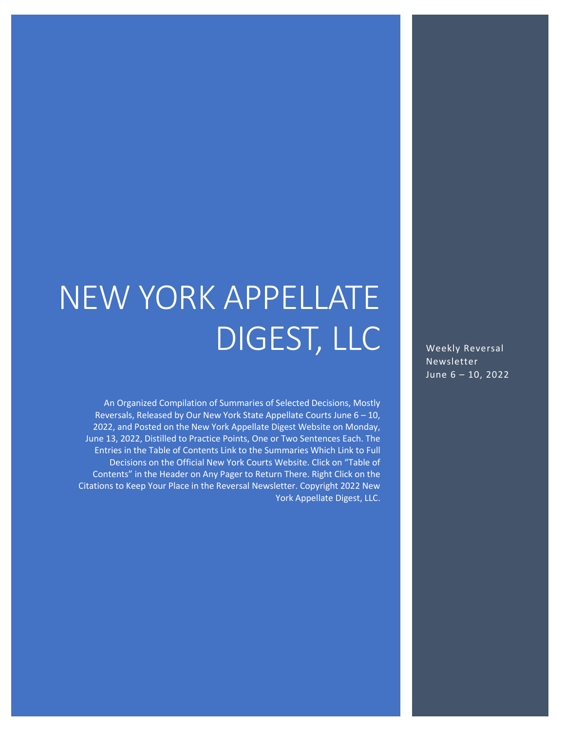# NEW YORK APPELLATE DIGEST, LLC

Weekly Reversal Newsletter
June 6 – 10, 2022

An Organized Compilation of Summaries of Selected Decisions, Mostly Reversals, Released by Our New York State Appellate Courts June 6 – 10, 2022, and Posted on the New York Appellate Digest Website on Monday, June 13, 2022, Distilled to Practice Points, One or Two Sentences Each. The Entries in the Table of Contents Link to the Summaries Which Link to Full Decisions on the Official New York Courts Website. Click on "Table of Contents" in the Header on Any Pager to Return There. Right Click on the Citations to Keep Your Place in the Reversal Newsletter. Copyright 2022 New York Appellate Digest, LLC.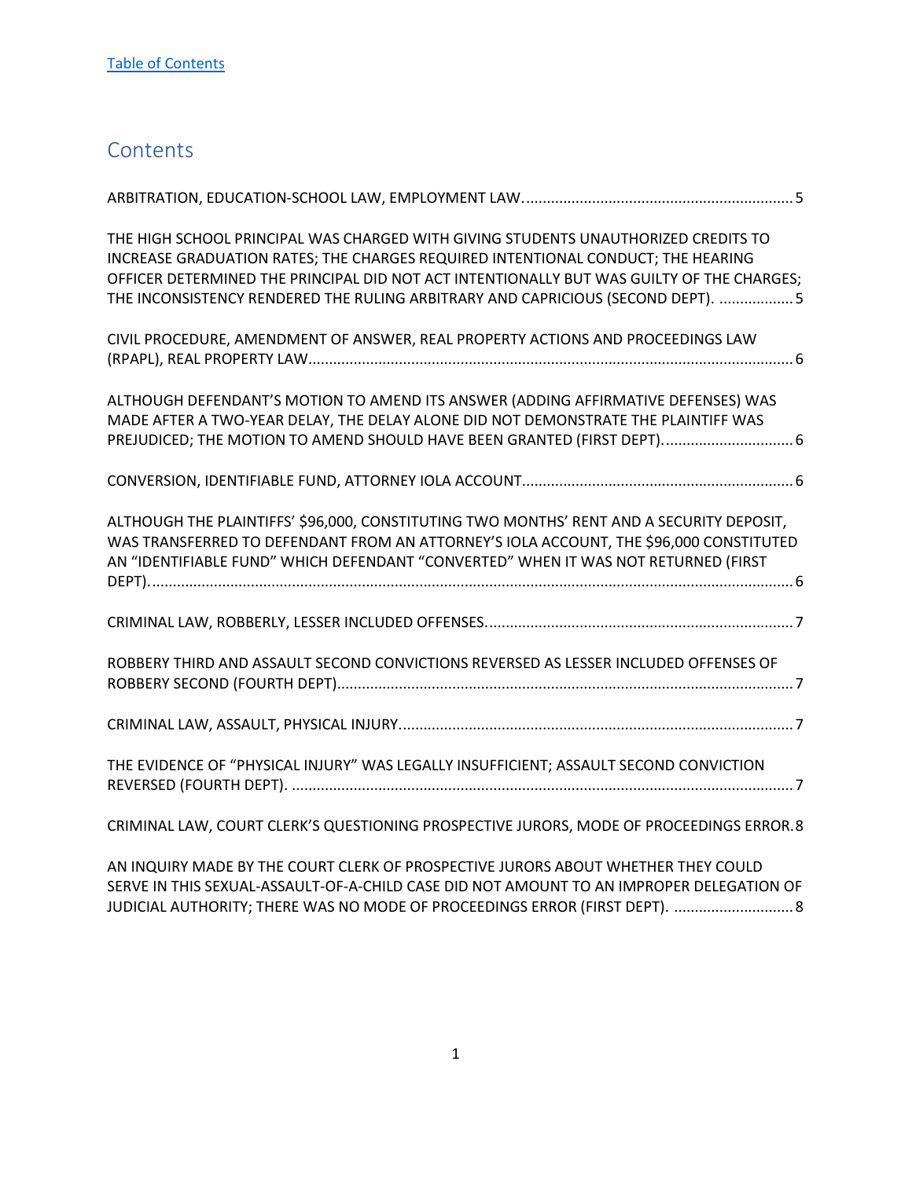[Table of Contents](#)

## Contents

ARBITRATION, EDUCATION-SCHOOL LAW, EMPLOYMENT LAW. .................................................................. 5

THE HIGH SCHOOL PRINCIPAL WAS CHARGED WITH GIVING STUDENTS UNAUTHORIZED CREDITS TO INCREASE GRADUATION RATES; THE CHARGES REQUIRED INTENTIONAL CONDUCT; THE HEARING OFFICER DETERMINED THE PRINCIPAL DID NOT ACT INTENTIONALLY BUT WAS GUILTY OF THE CHARGES; THE INCONSISTENCY RENDERED THE RULING ARBITRARY AND CAPRICIOUS (SECOND DEPT). .................. 5

CIVIL PROCEDURE, AMENDMENT OF ANSWER, REAL PROPERTY ACTIONS AND PROCEEDINGS LAW (RPAPL), REAL PROPERTY LAW. ..................................................................................................................... 6

ALTHOUGH DEFENDANT'S MOTION TO AMEND ITS ANSWER (ADDING AFFIRMATIVE DEFENSES) WAS MADE AFTER A TWO-YEAR DELAY, THE DELAY ALONE DID NOT DEMONSTRATE THE PLAINTIFF WAS PREJUDICED; THE MOTION TO AMEND SHOULD HAVE BEEN GRANTED (FIRST DEPT). ............................... 6

CONVERSION, IDENTIFIABLE FUND, ATTORNEY IOLA ACCOUNT. ................................................................. 6

ALTHOUGH THE PLAINTIFFS' $96,000, CONSTITUTING TWO MONTHS' RENT AND A SECURITY DEPOSIT, WAS TRANSFERRED TO DEFENDANT FROM AN ATTORNEY'S IOLA ACCOUNT, THE $96,000 CONSTITUTED AN "IDENTIFIABLE FUND" WHICH DEFENDANT "CONVERTED" WHEN IT WAS NOT RETURNED (FIRST DEPT). ........................................................................................................................................................... 6

CRIMINAL LAW, ROBBERLY, LESSER INCLUDED OFFENSES. .......................................................................... 7

ROBBERY THIRD AND ASSAULT SECOND CONVICTIONS REVERSED AS LESSER INCLUDED OFFENSES OF ROBBERY SECOND (FOURTH DEPT). ............................................................................................................. 7

CRIMINAL LAW, ASSAULT, PHYSICAL INJURY. ............................................................................................... 7

THE EVIDENCE OF "PHYSICAL INJURY" WAS LEGALLY INSUFFICIENT; ASSAULT SECOND CONVICTION REVERSED (FOURTH DEPT). ......................................................................................................................... 7

CRIMINAL LAW, COURT CLERK'S QUESTIONING PROSPECTIVE JURORS, MODE OF PROCEEDINGS ERROR. 8

AN INQUIRY MADE BY THE COURT CLERK OF PROSPECTIVE JURORS ABOUT WHETHER THEY COULD SERVE IN THIS SEXUAL-ASSAULT-OF-A-CHILD CASE DID NOT AMOUNT TO AN IMPROPER DELEGATION OF JUDICIAL AUTHORITY; THERE WAS NO MODE OF PROCEEDINGS ERROR (FIRST DEPT). ............................ 8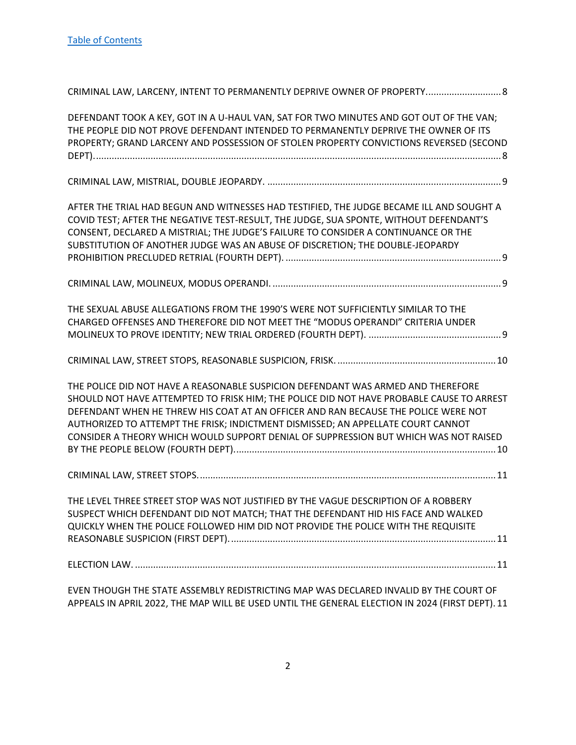[Table of Contents](#)

CRIMINAL LAW, LARCENY, INTENT TO PERMANENTLY DEPRIVE OWNER OF PROPERTY. .......................... 8

DEFENDANT TOOK A KEY, GOT IN A U-HAUL VAN, SAT FOR TWO MINUTES AND GOT OUT OF THE VAN; THE PEOPLE DID NOT PROVE DEFENDANT INTENDED TO PERMANENTLY DEPRIVE THE OWNER OF ITS PROPERTY; GRAND LARCENY AND POSSESSION OF STOLEN PROPERTY CONVICTIONS REVERSED (SECOND DEPT). ........................................................................................................................................... 8

CRIMINAL LAW, MISTRIAL, DOUBLE JEOPARDY. ......................................................................................... 9

AFTER THE TRIAL HAD BEGUN AND WITNESSES HAD TESTIFIED, THE JUDGE BECAME ILL AND SOUGHT A COVID TEST; AFTER THE NEGATIVE TEST-RESULT, THE JUDGE, SUA SPONTE, WITHOUT DEFENDANT'S CONSENT, DECLARED A MISTRIAL; THE JUDGE'S FAILURE TO CONSIDER A CONTINUANCE OR THE SUBSTITUTION OF ANOTHER JUDGE WAS AN ABUSE OF DISCRETION; THE DOUBLE-JEOPARDY PROHIBITION PRECLUDED RETRIAL (FOURTH DEPT). ................................................................................. 9

CRIMINAL LAW, MOLINEUX, MODUS OPERANDI. ...................................................................................... 9

THE SEXUAL ABUSE ALLEGATIONS FROM THE 1990'S WERE NOT SUFFICIENTLY SIMILAR TO THE CHARGED OFFENSES AND THEREFORE DID NOT MEET THE "MODUS OPERANDI" CRITERIA UNDER MOLINEUX TO PROVE IDENTITY; NEW TRIAL ORDERED (FOURTH DEPT). .................................................. 9

CRIMINAL LAW, STREET STOPS, REASONABLE SUSPICION, FRISK. ........................................................... 10

THE POLICE DID NOT HAVE A REASONABLE SUSPICION DEFENDANT WAS ARMED AND THEREFORE SHOULD NOT HAVE ATTEMPTED TO FRISK HIM; THE POLICE DID NOT HAVE PROBABLE CAUSE TO ARREST DEFENDANT WHEN HE THREW HIS COAT AT AN OFFICER AND RAN BECAUSE THE POLICE WERE NOT AUTHORIZED TO ATTEMPT THE FRISK; INDICTMENT DISMISSED; AN APPELLATE COURT CANNOT CONSIDER A THEORY WHICH WOULD SUPPORT DENIAL OF SUPPRESSION BUT WHICH WAS NOT RAISED BY THE PEOPLE BELOW (FOURTH DEPT). ................................................................................................... 10

CRIMINAL LAW, STREET STOPS. ................................................................................................................ 11

THE LEVEL THREE STREET STOP WAS NOT JUSTIFIED BY THE VAGUE DESCRIPTION OF A ROBBERY SUSPECT WHICH DEFENDANT DID NOT MATCH; THAT THE DEFENDANT HID HIS FACE AND WALKED QUICKLY WHEN THE POLICE FOLLOWED HIM DID NOT PROVIDE THE POLICE WITH THE REQUISITE REASONABLE SUSPICION (FIRST DEPT). .................................................................................................... 11

ELECTION LAW. ........................................................................................................................................ 11

EVEN THOUGH THE STATE ASSEMBLY REDISTRICTING MAP WAS DECLARED INVALID BY THE COURT OF APPEALS IN APRIL 2022, THE MAP WILL BE USED UNTIL THE GENERAL ELECTION IN 2024 (FIRST DEPT). 11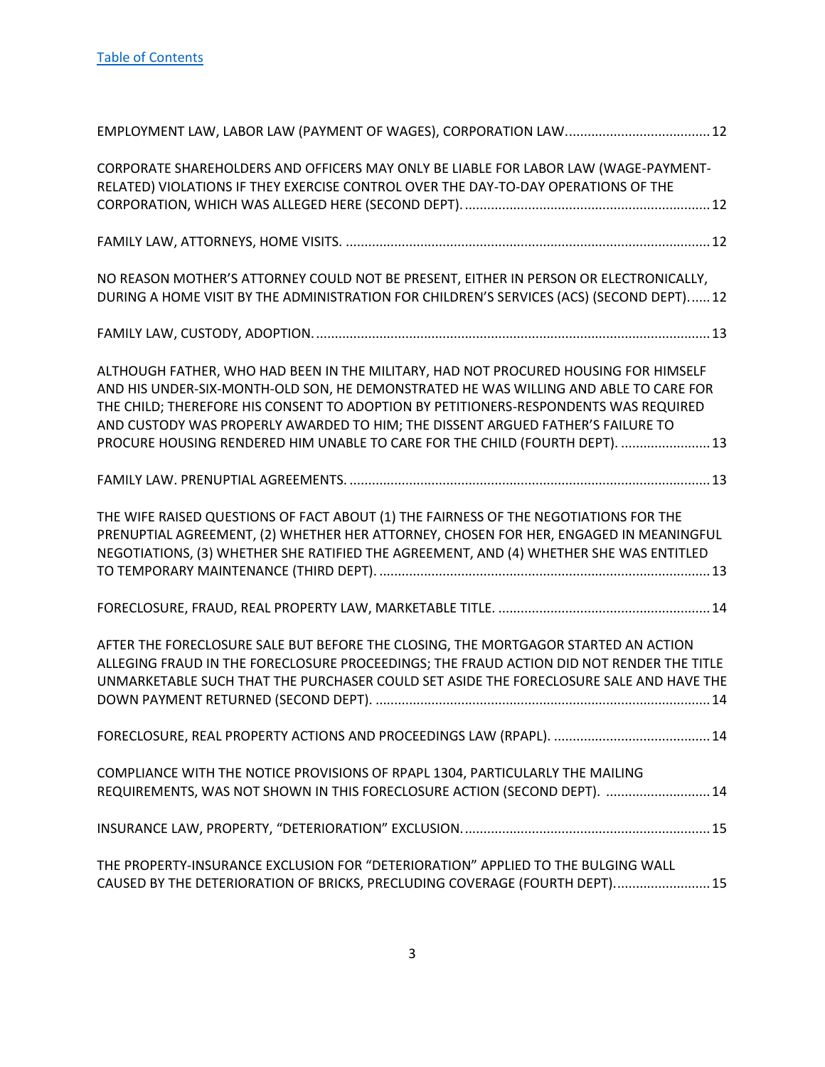[Table of Contents]

EMPLOYMENT LAW, LABOR LAW (PAYMENT OF WAGES), CORPORATION LAW....................................... 12

CORPORATE SHAREHOLDERS AND OFFICERS MAY ONLY BE LIABLE FOR LABOR LAW (WAGE-PAYMENT-RELATED) VIOLATIONS IF THEY EXERCISE CONTROL OVER THE DAY-TO-DAY OPERATIONS OF THE CORPORATION, WHICH WAS ALLEGED HERE (SECOND DEPT). .................................................................. 12

FAMILY LAW, ATTORNEYS, HOME VISITS. .................................................................................................. 12

NO REASON MOTHER'S ATTORNEY COULD NOT BE PRESENT, EITHER IN PERSON OR ELECTRONICALLY, DURING A HOME VISIT BY THE ADMINISTRATION FOR CHILDREN'S SERVICES (ACS) (SECOND DEPT)...... 12

FAMILY LAW, CUSTODY, ADOPTION. ......................................................................................................... 13

ALTHOUGH FATHER, WHO HAD BEEN IN THE MILITARY, HAD NOT PROCURED HOUSING FOR HIMSELF AND HIS UNDER-SIX-MONTH-OLD SON, HE DEMONSTRATED HE WAS WILLING AND ABLE TO CARE FOR THE CHILD; THEREFORE HIS CONSENT TO ADOPTION BY PETITIONERS-RESPONDENTS WAS REQUIRED AND CUSTODY WAS PROPERLY AWARDED TO HIM; THE DISSENT ARGUED FATHER'S FAILURE TO PROCURE HOUSING RENDERED HIM UNABLE TO CARE FOR THE CHILD (FOURTH DEPT). ........................ 13

FAMILY LAW. PRENUPTIAL AGREEMENTS. ................................................................................................ 13

THE WIFE RAISED QUESTIONS OF FACT ABOUT (1) THE FAIRNESS OF THE NEGOTIATIONS FOR THE PRENUPTIAL AGREEMENT, (2) WHETHER HER ATTORNEY, CHOSEN FOR HER, ENGAGED IN MEANINGFUL NEGOTIATIONS, (3) WHETHER SHE RATIFIED THE AGREEMENT, AND (4) WHETHER SHE WAS ENTITLED TO TEMPORARY MAINTENANCE (THIRD DEPT). ......................................................................................... 13

FORECLOSURE, FRAUD, REAL PROPERTY LAW, MARKETABLE TITLE. ......................................................... 14

AFTER THE FORECLOSURE SALE BUT BEFORE THE CLOSING, THE MORTGAGOR STARTED AN ACTION ALLEGING FRAUD IN THE FORECLOSURE PROCEEDINGS; THE FRAUD ACTION DID NOT RENDER THE TITLE UNMARKETABLE SUCH THAT THE PURCHASER COULD SET ASIDE THE FORECLOSURE SALE AND HAVE THE DOWN PAYMENT RETURNED (SECOND DEPT). .......................................................................................... 14

FORECLOSURE, REAL PROPERTY ACTIONS AND PROCEEDINGS LAW (RPAPL). .......................................... 14

COMPLIANCE WITH THE NOTICE PROVISIONS OF RPAPL 1304, PARTICULARLY THE MAILING REQUIREMENTS, WAS NOT SHOWN IN THIS FORECLOSURE ACTION (SECOND DEPT). ............................ 14

INSURANCE LAW, PROPERTY, "DETERIORATION" EXCLUSION. ................................................................. 15

THE PROPERTY-INSURANCE EXCLUSION FOR "DETERIORATION" APPLIED TO THE BULGING WALL CAUSED BY THE DETERIORATION OF BRICKS, PRECLUDING COVERAGE (FOURTH DEPT). ......................... 15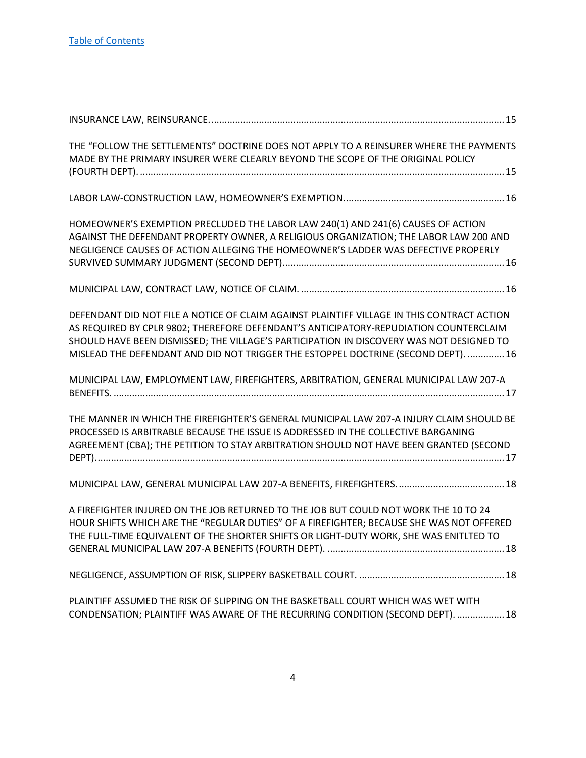[Table of Contents](#)

INSURANCE LAW, REINSURANCE. .......... 15

THE “FOLLOW THE SETTLEMENTS” DOCTRINE DOES NOT APPLY TO A REINSURER WHERE THE PAYMENTS MADE BY THE PRIMARY INSURER WERE CLEARLY BEYOND THE SCOPE OF THE ORIGINAL POLICY (FOURTH DEPT). .......... 15

LABOR LAW-CONSTRUCTION LAW, HOMEOWNER’S EXEMPTION. .......... 16

HOMEOWNER’S EXEMPTION PRECLUDED THE LABOR LAW 240(1) AND 241(6) CAUSES OF ACTION AGAINST THE DEFENDANT PROPERTY OWNER, A RELIGIOUS ORGANIZATION; THE LABOR LAW 200 AND NEGLIGENCE CAUSES OF ACTION ALLEGING THE HOMEOWNER’S LADDER WAS DEFECTIVE PROPERLY SURVIVED SUMMARY JUDGMENT (SECOND DEPT). .......... 16

MUNICIPAL LAW, CONTRACT LAW, NOTICE OF CLAIM. .......... 16

DEFENDANT DID NOT FILE A NOTICE OF CLAIM AGAINST PLAINTIFF VILLAGE IN THIS CONTRACT ACTION AS REQUIRED BY CPLR 9802; THEREFORE DEFENDANT’S ANTICIPATORY-REPUDIATION COUNTERCLAIM SHOULD HAVE BEEN DISMISSED; THE VILLAGE’S PARTICIPATION IN DISCOVERY WAS NOT DESIGNED TO MISLEAD THE DEFENDANT AND DID NOT TRIGGER THE ESTOPPEL DOCTRINE (SECOND DEPT). .......... 16

MUNICIPAL LAW, EMPLOYMENT LAW, FIREFIGHTERS, ARBITRATION, GENERAL MUNICIPAL LAW 207-A BENEFITS. .......... 17

THE MANNER IN WHICH THE FIREFIGHTER’S GENERAL MUNICIPAL LAW 207-A INJURY CLAIM SHOULD BE PROCESSED IS ARBITRABLE BECAUSE THE ISSUE IS ADDRESSED IN THE COLLECTIVE BARGANING AGREEMENT (CBA); THE PETITION TO STAY ARBITRATION SHOULD NOT HAVE BEEN GRANTED (SECOND DEPT). .......... 17

MUNICIPAL LAW, GENERAL MUNICIPAL LAW 207-A BENEFITS, FIREFIGHTERS. .......... 18

A FIREFIGHTER INJURED ON THE JOB RETURNED TO THE JOB BUT COULD NOT WORK THE 10 TO 24 HOUR SHIFTS WHICH ARE THE “REGULAR DUTIES” OF A FIREFIGHTER; BECAUSE SHE WAS NOT OFFERED THE FULL-TIME EQUIVALENT OF THE SHORTER SHIFTS OR LIGHT-DUTY WORK, SHE WAS ENITLTED TO GENERAL MUNICIPAL LAW 207-A BENEFITS (FOURTH DEPT). .......... 18

NEGLIGENCE, ASSUMPTION OF RISK, SLIPPERY BASKETBALL COURT. .......... 18

PLAINTIFF ASSUMED THE RISK OF SLIPPING ON THE BASKETBALL COURT WHICH WAS WET WITH CONDENSATION; PLAINTIFF WAS AWARE OF THE RECURRING CONDITION (SECOND DEPT). .......... 18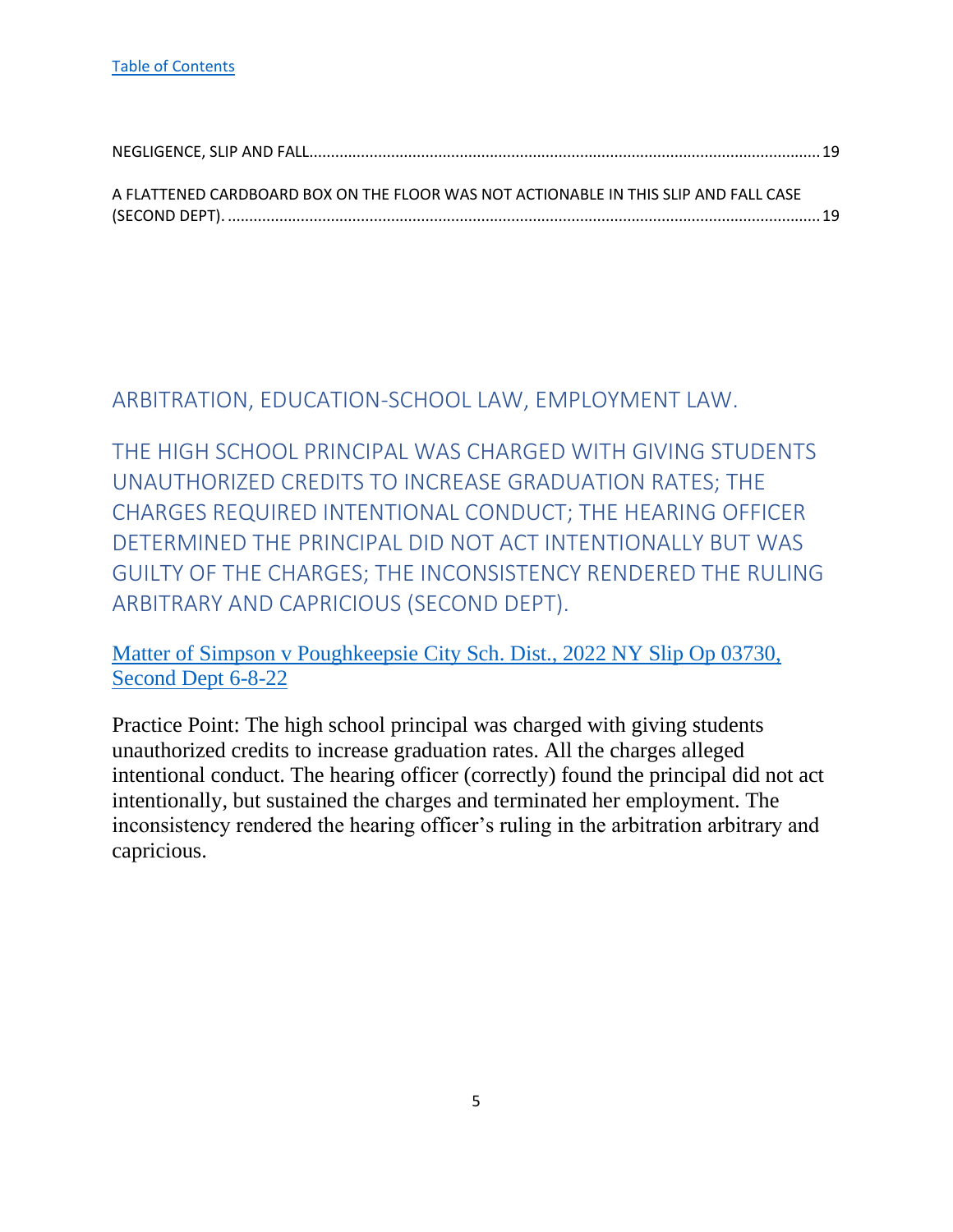[Table of Contents](#)

NEGLIGENCE, SLIP AND FALL....................................................................................................................19

A FLATTENED CARDBOARD BOX ON THE FLOOR WAS NOT ACTIONABLE IN THIS SLIP AND FALL CASE (SECOND DEPT). .......................................................................................................................................19

## ARBITRATION, EDUCATION-SCHOOL LAW, EMPLOYMENT LAW.

## THE HIGH SCHOOL PRINCIPAL WAS CHARGED WITH GIVING STUDENTS UNAUTHORIZED CREDITS TO INCREASE GRADUATION RATES; THE CHARGES REQUIRED INTENTIONAL CONDUCT; THE HEARING OFFICER DETERMINED THE PRINCIPAL DID NOT ACT INTENTIONALLY BUT WAS GUILTY OF THE CHARGES; THE INCONSISTENCY RENDERED THE RULING ARBITRARY AND CAPRICIOUS (SECOND DEPT).

[Matter of Simpson v Poughkeepsie City Sch. Dist., 2022 NY Slip Op 03730, Second Dept 6-8-22](#)

Practice Point: The high school principal was charged with giving students unauthorized credits to increase graduation rates. All the charges alleged intentional conduct. The hearing officer (correctly) found the principal did not act intentionally, but sustained the charges and terminated her employment. The inconsistency rendered the hearing officer's ruling in the arbitration arbitrary and capricious.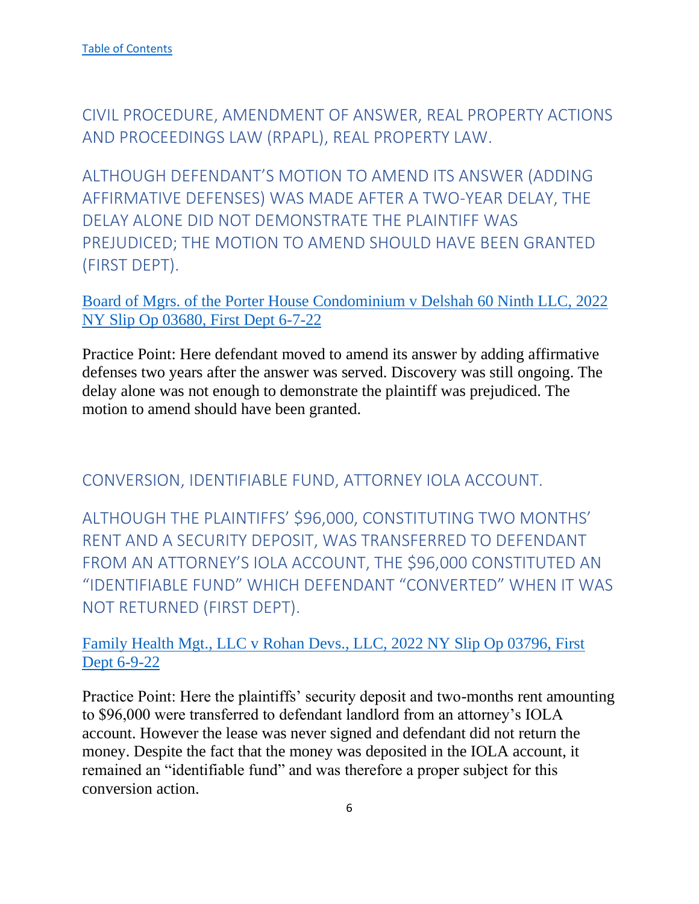[Table of Contents]

## CIVIL PROCEDURE, AMENDMENT OF ANSWER, REAL PROPERTY ACTIONS AND PROCEEDINGS LAW (RPAPL), REAL PROPERTY LAW.

## ALTHOUGH DEFENDANT'S MOTION TO AMEND ITS ANSWER (ADDING AFFIRMATIVE DEFENSES) WAS MADE AFTER A TWO-YEAR DELAY, THE DELAY ALONE DID NOT DEMONSTRATE THE PLAINTIFF WAS PREJUDICED; THE MOTION TO AMEND SHOULD HAVE BEEN GRANTED (FIRST DEPT).

[Board of Mgrs. of the Porter House Condominium v Delshah 60 Ninth LLC, 2022 NY Slip Op 03680, First Dept 6-7-22]

Practice Point: Here defendant moved to amend its answer by adding affirmative defenses two years after the answer was served. Discovery was still ongoing. The delay alone was not enough to demonstrate the plaintiff was prejudiced. The motion to amend should have been granted.

## CONVERSION, IDENTIFIABLE FUND, ATTORNEY IOLA ACCOUNT.

## ALTHOUGH THE PLAINTIFFS' $96,000, CONSTITUTING TWO MONTHS' RENT AND A SECURITY DEPOSIT, WAS TRANSFERRED TO DEFENDANT FROM AN ATTORNEY'S IOLA ACCOUNT, THE $96,000 CONSTITUTED AN "IDENTIFIABLE FUND" WHICH DEFENDANT "CONVERTED" WHEN IT WAS NOT RETURNED (FIRST DEPT).

[Family Health Mgt., LLC v Rohan Devs., LLC, 2022 NY Slip Op 03796, First Dept 6-9-22]

Practice Point: Here the plaintiffs' security deposit and two-months rent amounting to $96,000 were transferred to defendant landlord from an attorney's IOLA account. However the lease was never signed and defendant did not return the money. Despite the fact that the money was deposited in the IOLA account, it remained an "identifiable fund" and was therefore a proper subject for this conversion action.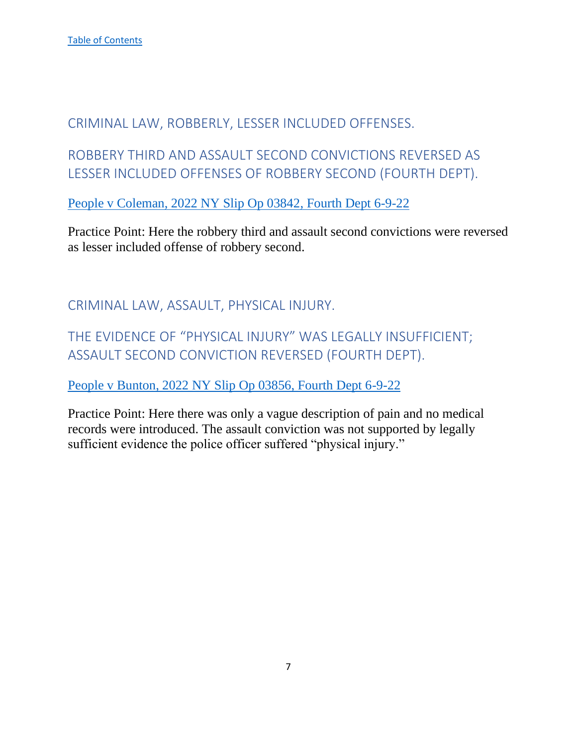[Table of Contents](#)

## CRIMINAL LAW, ROBBERLY, LESSER INCLUDED OFFENSES.

## ROBBERY THIRD AND ASSAULT SECOND CONVICTIONS REVERSED AS LESSER INCLUDED OFFENSES OF ROBBERY SECOND (FOURTH DEPT).

[People v Coleman, 2022 NY Slip Op 03842, Fourth Dept 6-9-22](#)

Practice Point: Here the robbery third and assault second convictions were reversed as lesser included offense of robbery second.

## CRIMINAL LAW, ASSAULT, PHYSICAL INJURY.

## THE EVIDENCE OF "PHYSICAL INJURY" WAS LEGALLY INSUFFICIENT; ASSAULT SECOND CONVICTION REVERSED (FOURTH DEPT).

[People v Bunton, 2022 NY Slip Op 03856, Fourth Dept 6-9-22](#)

Practice Point: Here there was only a vague description of pain and no medical records were introduced. The assault conviction was not supported by legally sufficient evidence the police officer suffered "physical injury."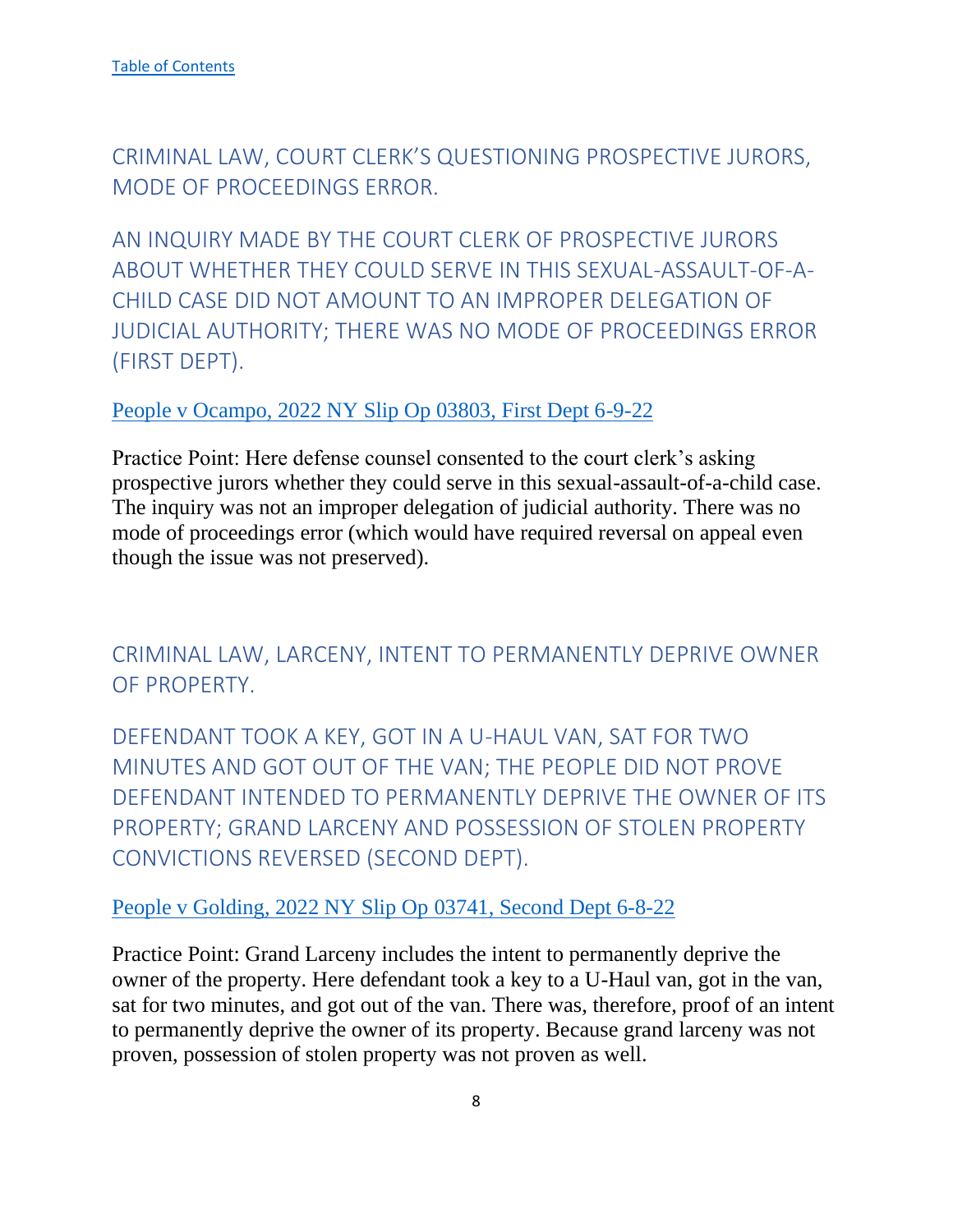[Table of Contents]

## CRIMINAL LAW, COURT CLERK'S QUESTIONING PROSPECTIVE JURORS, MODE OF PROCEEDINGS ERROR.

## AN INQUIRY MADE BY THE COURT CLERK OF PROSPECTIVE JURORS ABOUT WHETHER THEY COULD SERVE IN THIS SEXUAL-ASSAULT-OF-A-CHILD CASE DID NOT AMOUNT TO AN IMPROPER DELEGATION OF JUDICIAL AUTHORITY; THERE WAS NO MODE OF PROCEEDINGS ERROR (FIRST DEPT).

[People v Ocampo, 2022 NY Slip Op 03803, First Dept 6-9-22]

Practice Point: Here defense counsel consented to the court clerk's asking prospective jurors whether they could serve in this sexual-assault-of-a-child case. The inquiry was not an improper delegation of judicial authority. There was no mode of proceedings error (which would have required reversal on appeal even though the issue was not preserved).

## CRIMINAL LAW, LARCENY, INTENT TO PERMANENTLY DEPRIVE OWNER OF PROPERTY.

## DEFENDANT TOOK A KEY, GOT IN A U-HAUL VAN, SAT FOR TWO MINUTES AND GOT OUT OF THE VAN; THE PEOPLE DID NOT PROVE DEFENDANT INTENDED TO PERMANENTLY DEPRIVE THE OWNER OF ITS PROPERTY; GRAND LARCENY AND POSSESSION OF STOLEN PROPERTY CONVICTIONS REVERSED (SECOND DEPT).

[People v Golding, 2022 NY Slip Op 03741, Second Dept 6-8-22]

Practice Point: Grand Larceny includes the intent to permanently deprive the owner of the property. Here defendant took a key to a U-Haul van, got in the van, sat for two minutes, and got out of the van. There was, therefore, proof of an intent to permanently deprive the owner of its property. Because grand larceny was not proven, possession of stolen property was not proven as well.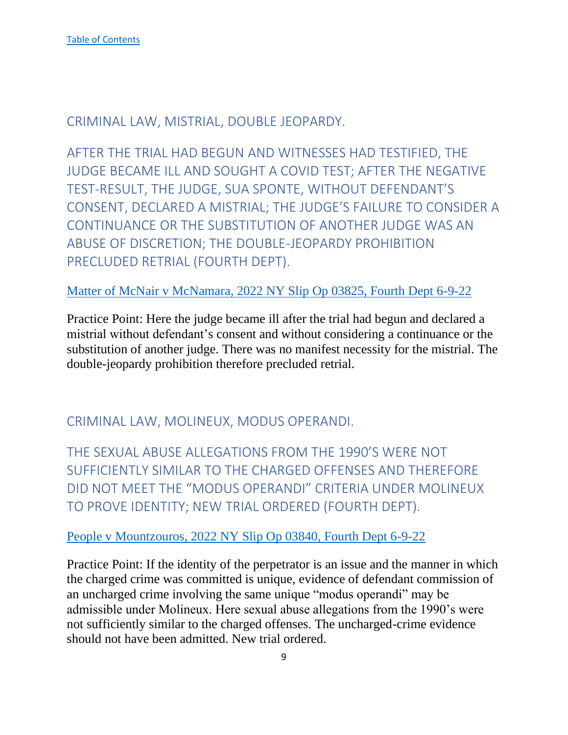[Table of Contents]

## CRIMINAL LAW, MISTRIAL, DOUBLE JEOPARDY.

### AFTER THE TRIAL HAD BEGUN AND WITNESSES HAD TESTIFIED, THE JUDGE BECAME ILL AND SOUGHT A COVID TEST; AFTER THE NEGATIVE TEST-RESULT, THE JUDGE, SUA SPONTE, WITHOUT DEFENDANT'S CONSENT, DECLARED A MISTRIAL; THE JUDGE'S FAILURE TO CONSIDER A CONTINUANCE OR THE SUBSTITUTION OF ANOTHER JUDGE WAS AN ABUSE OF DISCRETION; THE DOUBLE-JEOPARDY PROHIBITION PRECLUDED RETRIAL (FOURTH DEPT).

[Matter of McNair v McNamara, 2022 NY Slip Op 03825, Fourth Dept 6-9-22]

Practice Point: Here the judge became ill after the trial had begun and declared a mistrial without defendant's consent and without considering a continuance or the substitution of another judge. There was no manifest necessity for the mistrial. The double-jeopardy prohibition therefore precluded retrial.

## CRIMINAL LAW, MOLINEUX, MODUS OPERANDI.

### THE SEXUAL ABUSE ALLEGATIONS FROM THE 1990'S WERE NOT SUFFICIENTLY SIMILAR TO THE CHARGED OFFENSES AND THEREFORE DID NOT MEET THE "MODUS OPERANDI" CRITERIA UNDER MOLINEUX TO PROVE IDENTITY; NEW TRIAL ORDERED (FOURTH DEPT).

[People v Mountzouros, 2022 NY Slip Op 03840, Fourth Dept 6-9-22]

Practice Point: If the identity of the perpetrator is an issue and the manner in which the charged crime was committed is unique, evidence of defendant commission of an uncharged crime involving the same unique "modus operandi" may be admissible under Molineux. Here sexual abuse allegations from the 1990's were not sufficiently similar to the charged offenses. The uncharged-crime evidence should not have been admitted. New trial ordered.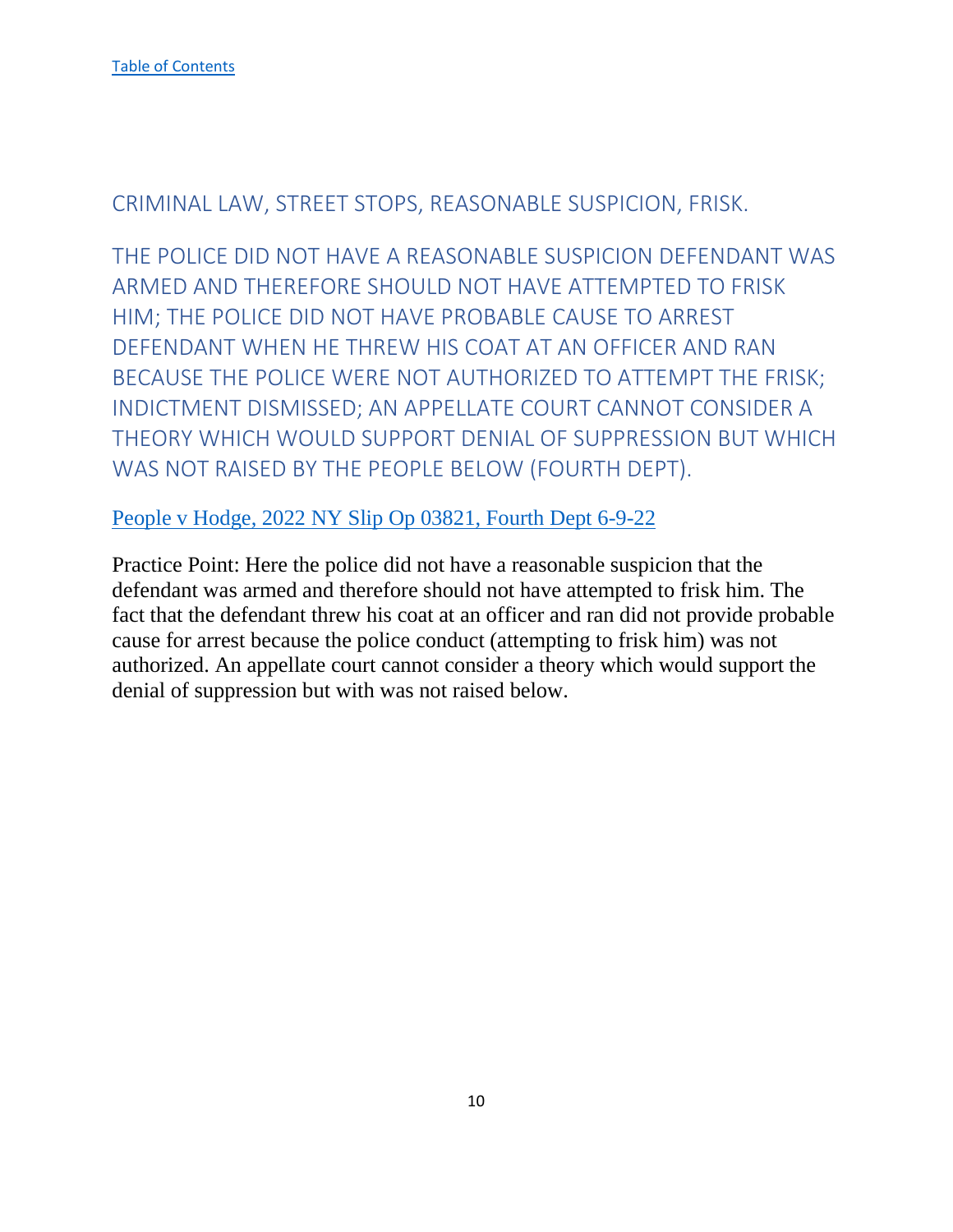[Table of Contents]

## CRIMINAL LAW, STREET STOPS, REASONABLE SUSPICION, FRISK.

## THE POLICE DID NOT HAVE A REASONABLE SUSPICION DEFENDANT WAS ARMED AND THEREFORE SHOULD NOT HAVE ATTEMPTED TO FRISK HIM; THE POLICE DID NOT HAVE PROBABLE CAUSE TO ARREST DEFENDANT WHEN HE THREW HIS COAT AT AN OFFICER AND RAN BECAUSE THE POLICE WERE NOT AUTHORIZED TO ATTEMPT THE FRISK; INDICTMENT DISMISSED; AN APPELLATE COURT CANNOT CONSIDER A THEORY WHICH WOULD SUPPORT DENIAL OF SUPPRESSION BUT WHICH WAS NOT RAISED BY THE PEOPLE BELOW (FOURTH DEPT).

People v Hodge, 2022 NY Slip Op 03821, Fourth Dept 6-9-22

Practice Point: Here the police did not have a reasonable suspicion that the defendant was armed and therefore should not have attempted to frisk him. The fact that the defendant threw his coat at an officer and ran did not provide probable cause for arrest because the police conduct (attempting to frisk him) was not authorized. An appellate court cannot consider a theory which would support the denial of suppression but with was not raised below.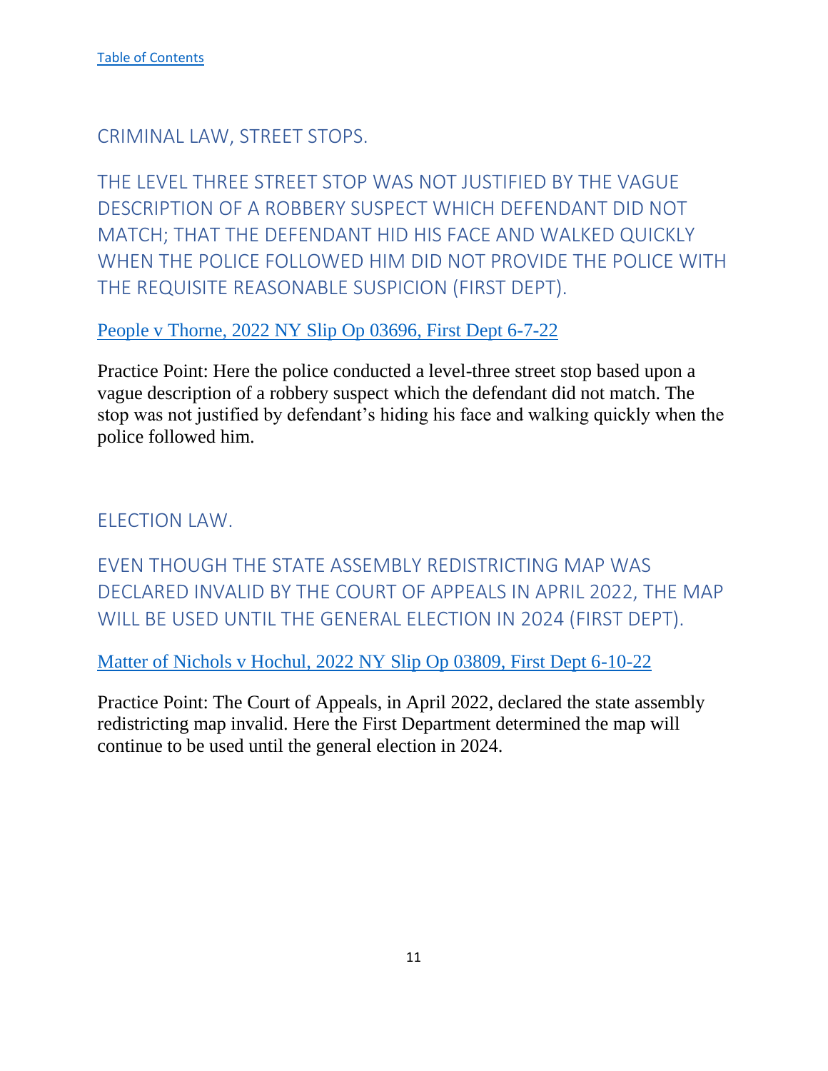[Table of Contents](#)

## CRIMINAL LAW, STREET STOPS.

### THE LEVEL THREE STREET STOP WAS NOT JUSTIFIED BY THE VAGUE DESCRIPTION OF A ROBBERY SUSPECT WHICH DEFENDANT DID NOT MATCH; THAT THE DEFENDANT HID HIS FACE AND WALKED QUICKLY WHEN THE POLICE FOLLOWED HIM DID NOT PROVIDE THE POLICE WITH THE REQUISITE REASONABLE SUSPICION (FIRST DEPT).

[People v Thorne, 2022 NY Slip Op 03696, First Dept 6-7-22](#)

Practice Point: Here the police conducted a level-three street stop based upon a vague description of a robbery suspect which the defendant did not match. The stop was not justified by defendant's hiding his face and walking quickly when the police followed him.

## ELECTION LAW.

### EVEN THOUGH THE STATE ASSEMBLY REDISTRICTING MAP WAS DECLARED INVALID BY THE COURT OF APPEALS IN APRIL 2022, THE MAP WILL BE USED UNTIL THE GENERAL ELECTION IN 2024 (FIRST DEPT).

[Matter of Nichols v Hochul, 2022 NY Slip Op 03809, First Dept 6-10-22](#)

Practice Point: The Court of Appeals, in April 2022, declared the state assembly redistricting map invalid. Here the First Department determined the map will continue to be used until the general election in 2024.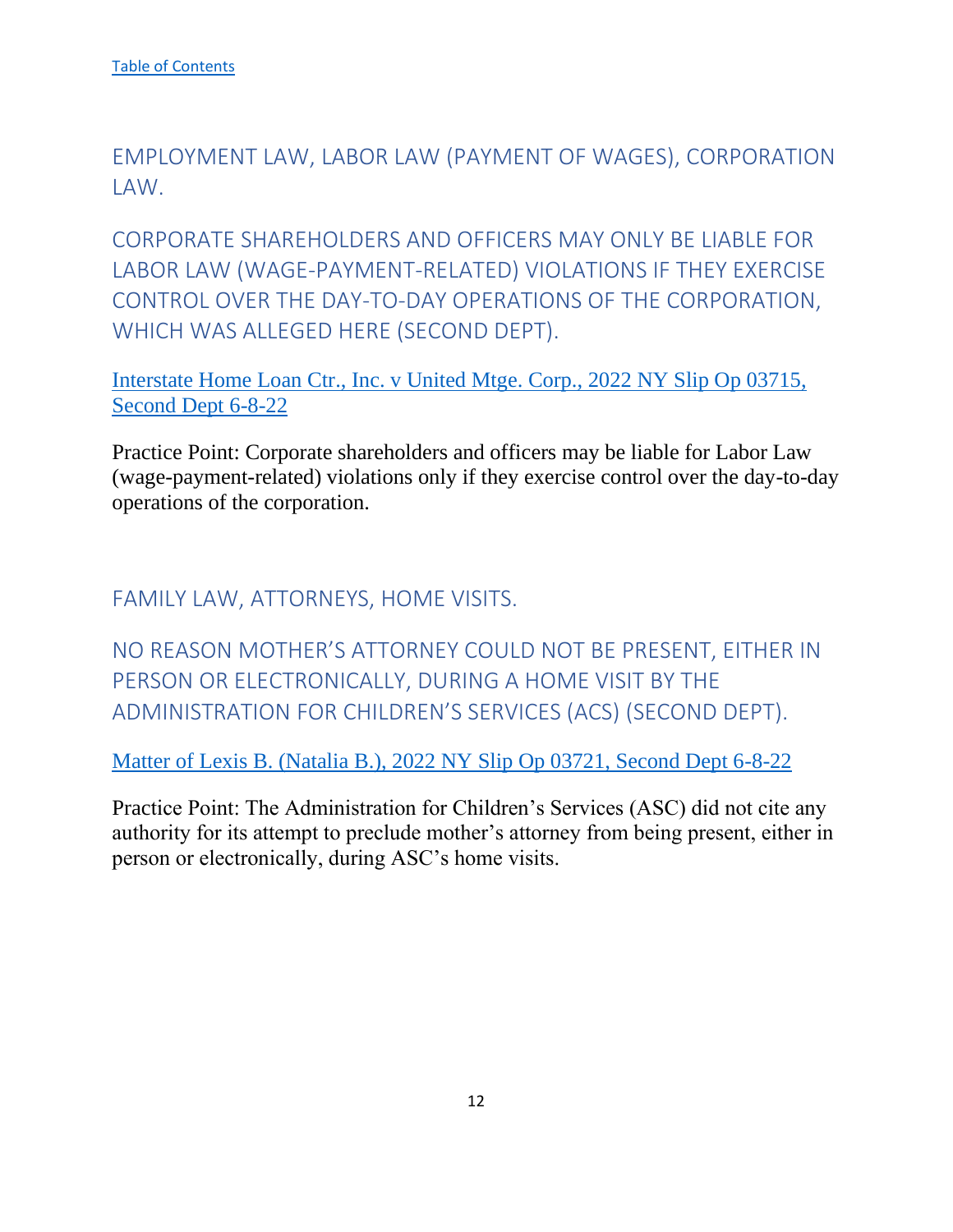[Table of Contents](#)

## EMPLOYMENT LAW, LABOR LAW (PAYMENT OF WAGES), CORPORATION LAW.

### CORPORATE SHAREHOLDERS AND OFFICERS MAY ONLY BE LIABLE FOR LABOR LAW (WAGE-PAYMENT-RELATED) VIOLATIONS IF THEY EXERCISE CONTROL OVER THE DAY-TO-DAY OPERATIONS OF THE CORPORATION, WHICH WAS ALLEGED HERE (SECOND DEPT).

[Interstate Home Loan Ctr., Inc. v United Mtge. Corp., 2022 NY Slip Op 03715, Second Dept 6-8-22](#)

Practice Point: Corporate shareholders and officers may be liable for Labor Law (wage-payment-related) violations only if they exercise control over the day-to-day operations of the corporation.

## FAMILY LAW, ATTORNEYS, HOME VISITS.

### NO REASON MOTHER'S ATTORNEY COULD NOT BE PRESENT, EITHER IN PERSON OR ELECTRONICALLY, DURING A HOME VISIT BY THE ADMINISTRATION FOR CHILDREN'S SERVICES (ACS) (SECOND DEPT).

[Matter of Lexis B. (Natalia B.), 2022 NY Slip Op 03721, Second Dept 6-8-22](#)

Practice Point: The Administration for Children's Services (ASC) did not cite any authority for its attempt to preclude mother's attorney from being present, either in person or electronically, during ASC's home visits.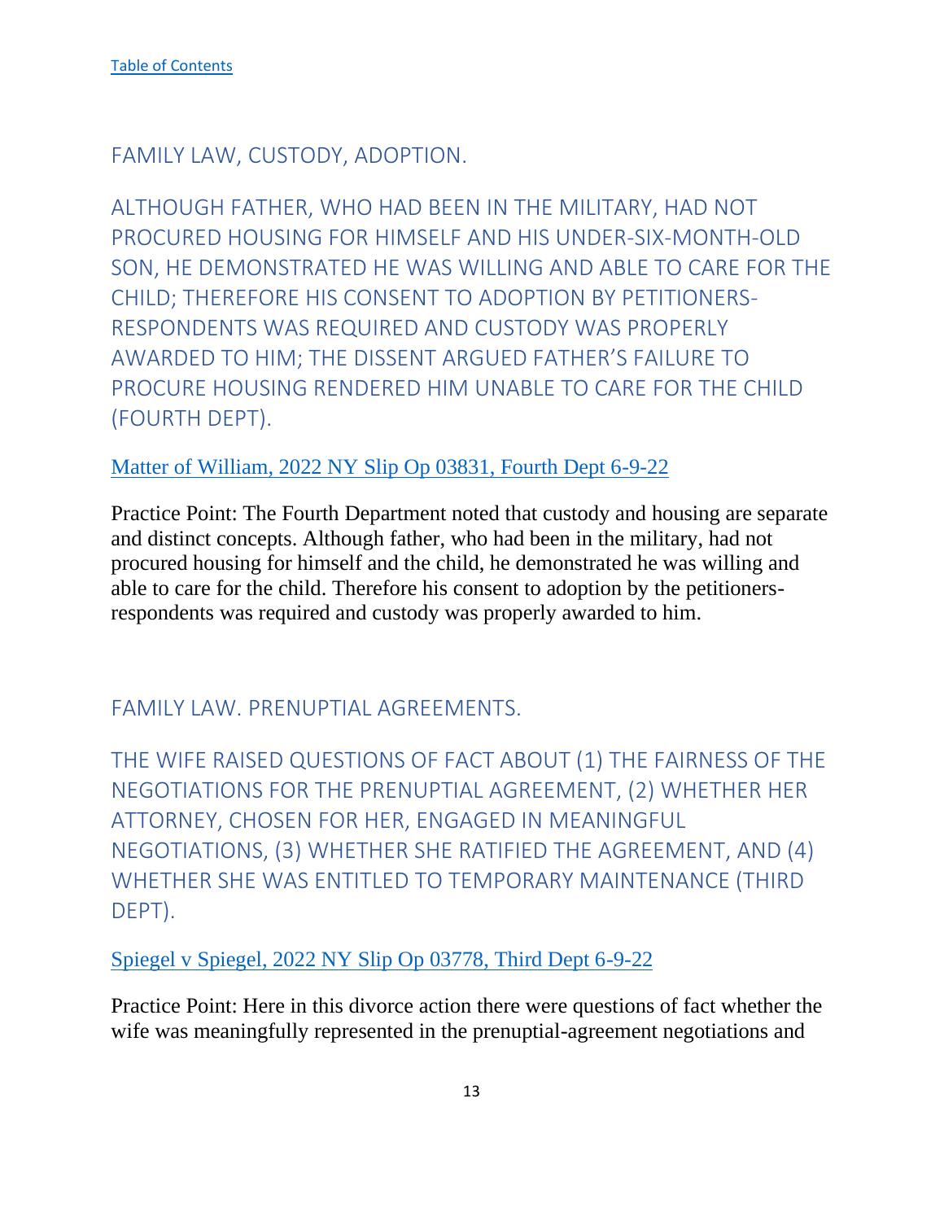[Table of Contents](#)

## FAMILY LAW, CUSTODY, ADOPTION.

### ALTHOUGH FATHER, WHO HAD BEEN IN THE MILITARY, HAD NOT PROCURED HOUSING FOR HIMSELF AND HIS UNDER-SIX-MONTH-OLD SON, HE DEMONSTRATED HE WAS WILLING AND ABLE TO CARE FOR THE CHILD; THEREFORE HIS CONSENT TO ADOPTION BY PETITIONERS-RESPONDENTS WAS REQUIRED AND CUSTODY WAS PROPERLY AWARDED TO HIM; THE DISSENT ARGUED FATHER'S FAILURE TO PROCURE HOUSING RENDERED HIM UNABLE TO CARE FOR THE CHILD (FOURTH DEPT).

[Matter of William, 2022 NY Slip Op 03831, Fourth Dept 6-9-22](#)

Practice Point: The Fourth Department noted that custody and housing are separate and distinct concepts. Although father, who had been in the military, had not procured housing for himself and the child, he demonstrated he was willing and able to care for the child. Therefore his consent to adoption by the petitioners-respondents was required and custody was properly awarded to him.

## FAMILY LAW. PRENUPTIAL AGREEMENTS.

### THE WIFE RAISED QUESTIONS OF FACT ABOUT (1) THE FAIRNESS OF THE NEGOTIATIONS FOR THE PRENUPTIAL AGREEMENT, (2) WHETHER HER ATTORNEY, CHOSEN FOR HER, ENGAGED IN MEANINGFUL NEGOTIATIONS, (3) WHETHER SHE RATIFIED THE AGREEMENT, AND (4) WHETHER SHE WAS ENTITLED TO TEMPORARY MAINTENANCE (THIRD DEPT).

[Spiegel v Spiegel, 2022 NY Slip Op 03778, Third Dept 6-9-22](#)

Practice Point: Here in this divorce action there were questions of fact whether the wife was meaningfully represented in the prenuptial-agreement negotiations and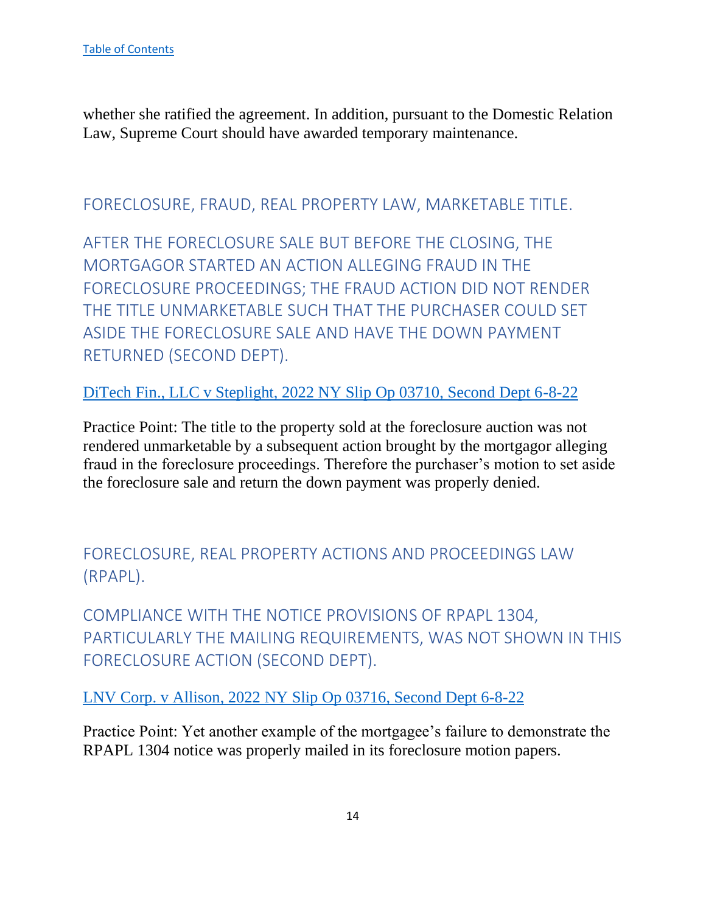[Table of Contents](#)

whether she ratified the agreement. In addition, pursuant to the Domestic Relation Law, Supreme Court should have awarded temporary maintenance.

## FORECLOSURE, FRAUD, REAL PROPERTY LAW, MARKETABLE TITLE.

## AFTER THE FORECLOSURE SALE BUT BEFORE THE CLOSING, THE MORTGAGOR STARTED AN ACTION ALLEGING FRAUD IN THE FORECLOSURE PROCEEDINGS; THE FRAUD ACTION DID NOT RENDER THE TITLE UNMARKETABLE SUCH THAT THE PURCHASER COULD SET ASIDE THE FORECLOSURE SALE AND HAVE THE DOWN PAYMENT RETURNED (SECOND DEPT).

[DiTech Fin., LLC v Steplight, 2022 NY Slip Op 03710, Second Dept 6-8-22](#)

Practice Point: The title to the property sold at the foreclosure auction was not rendered unmarketable by a subsequent action brought by the mortgagor alleging fraud in the foreclosure proceedings. Therefore the purchaser's motion to set aside the foreclosure sale and return the down payment was properly denied.

## FORECLOSURE, REAL PROPERTY ACTIONS AND PROCEEDINGS LAW (RPAPL).

## COMPLIANCE WITH THE NOTICE PROVISIONS OF RPAPL 1304, PARTICULARLY THE MAILING REQUIREMENTS, WAS NOT SHOWN IN THIS FORECLOSURE ACTION (SECOND DEPT).

[LNV Corp. v Allison, 2022 NY Slip Op 03716, Second Dept 6-8-22](#)

Practice Point: Yet another example of the mortgagee's failure to demonstrate the RPAPL 1304 notice was properly mailed in its foreclosure motion papers.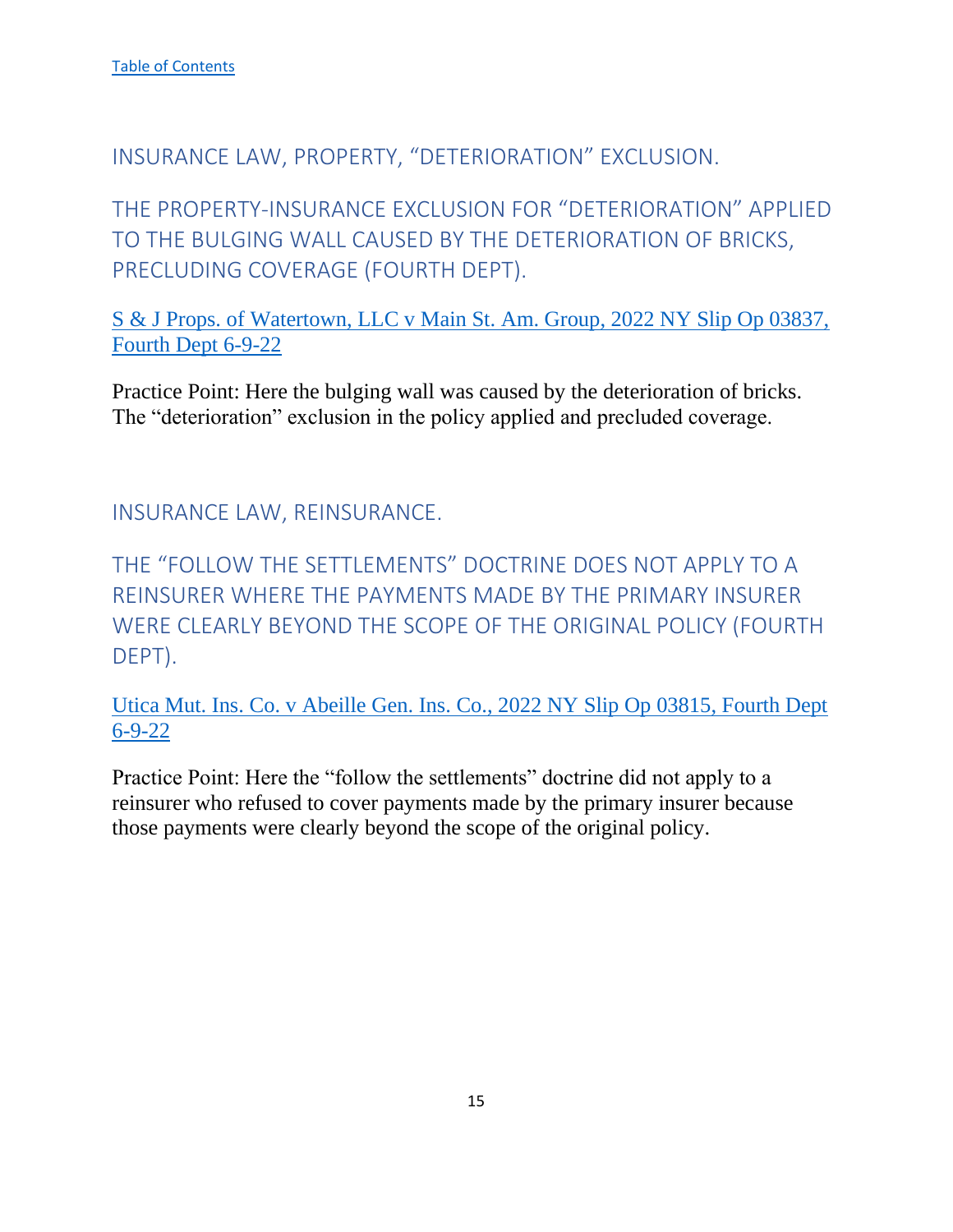[Table of Contents]

## INSURANCE LAW, PROPERTY, “DETERIORATION” EXCLUSION.

### THE PROPERTY-INSURANCE EXCLUSION FOR “DETERIORATION” APPLIED TO THE BULGING WALL CAUSED BY THE DETERIORATION OF BRICKS, PRECLUDING COVERAGE (FOURTH DEPT).

[S & J Props. of Watertown, LLC v Main St. Am. Group, 2022 NY Slip Op 03837, Fourth Dept 6-9-22]

Practice Point: Here the bulging wall was caused by the deterioration of bricks. The “deterioration” exclusion in the policy applied and precluded coverage.

## INSURANCE LAW, REINSURANCE.

### THE “FOLLOW THE SETTLEMENTS” DOCTRINE DOES NOT APPLY TO A REINSURER WHERE THE PAYMENTS MADE BY THE PRIMARY INSURER WERE CLEARLY BEYOND THE SCOPE OF THE ORIGINAL POLICY (FOURTH DEPT).

[Utica Mut. Ins. Co. v Abeille Gen. Ins. Co., 2022 NY Slip Op 03815, Fourth Dept 6-9-22]

Practice Point: Here the “follow the settlements” doctrine did not apply to a reinsurer who refused to cover payments made by the primary insurer because those payments were clearly beyond the scope of the original policy.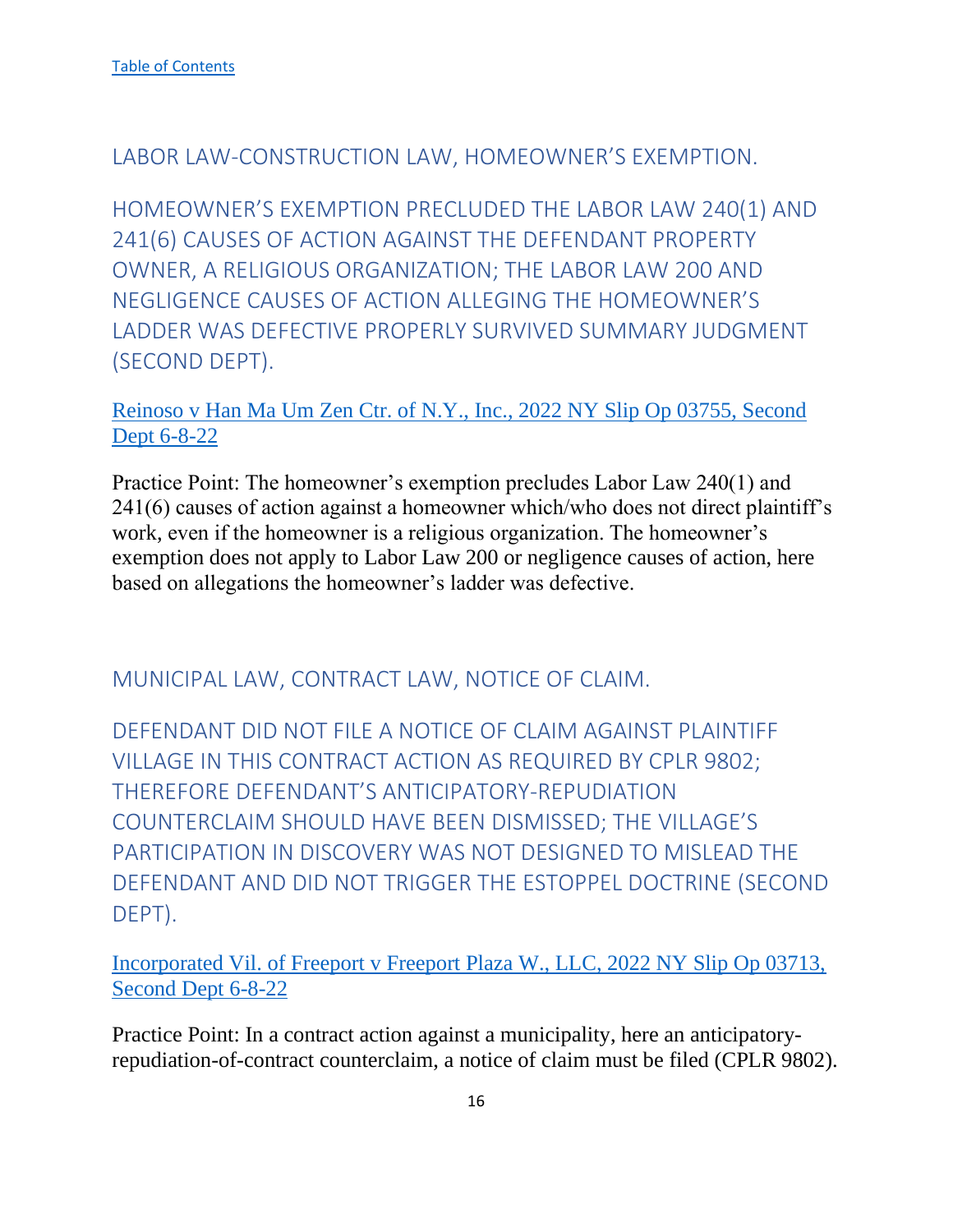[Table of Contents]

## LABOR LAW-CONSTRUCTION LAW, HOMEOWNER'S EXEMPTION.

### HOMEOWNER'S EXEMPTION PRECLUDED THE LABOR LAW 240(1) AND 241(6) CAUSES OF ACTION AGAINST THE DEFENDANT PROPERTY OWNER, A RELIGIOUS ORGANIZATION; THE LABOR LAW 200 AND NEGLIGENCE CAUSES OF ACTION ALLEGING THE HOMEOWNER'S LADDER WAS DEFECTIVE PROPERLY SURVIVED SUMMARY JUDGMENT (SECOND DEPT).

[Reinoso v Han Ma Um Zen Ctr. of N.Y., Inc., 2022 NY Slip Op 03755, Second Dept 6-8-22]

Practice Point: The homeowner's exemption precludes Labor Law 240(1) and 241(6) causes of action against a homeowner which/who does not direct plaintiff's work, even if the homeowner is a religious organization. The homeowner's exemption does not apply to Labor Law 200 or negligence causes of action, here based on allegations the homeowner's ladder was defective.

## MUNICIPAL LAW, CONTRACT LAW, NOTICE OF CLAIM.

### DEFENDANT DID NOT FILE A NOTICE OF CLAIM AGAINST PLAINTIFF VILLAGE IN THIS CONTRACT ACTION AS REQUIRED BY CPLR 9802; THEREFORE DEFENDANT'S ANTICIPATORY-REPUDIATION COUNTERCLAIM SHOULD HAVE BEEN DISMISSED; THE VILLAGE'S PARTICIPATION IN DISCOVERY WAS NOT DESIGNED TO MISLEAD THE DEFENDANT AND DID NOT TRIGGER THE ESTOPPEL DOCTRINE (SECOND DEPT).

[Incorporated Vil. of Freeport v Freeport Plaza W., LLC, 2022 NY Slip Op 03713, Second Dept 6-8-22]

Practice Point: In a contract action against a municipality, here an anticipatory-repudiation-of-contract counterclaim, a notice of claim must be filed (CPLR 9802).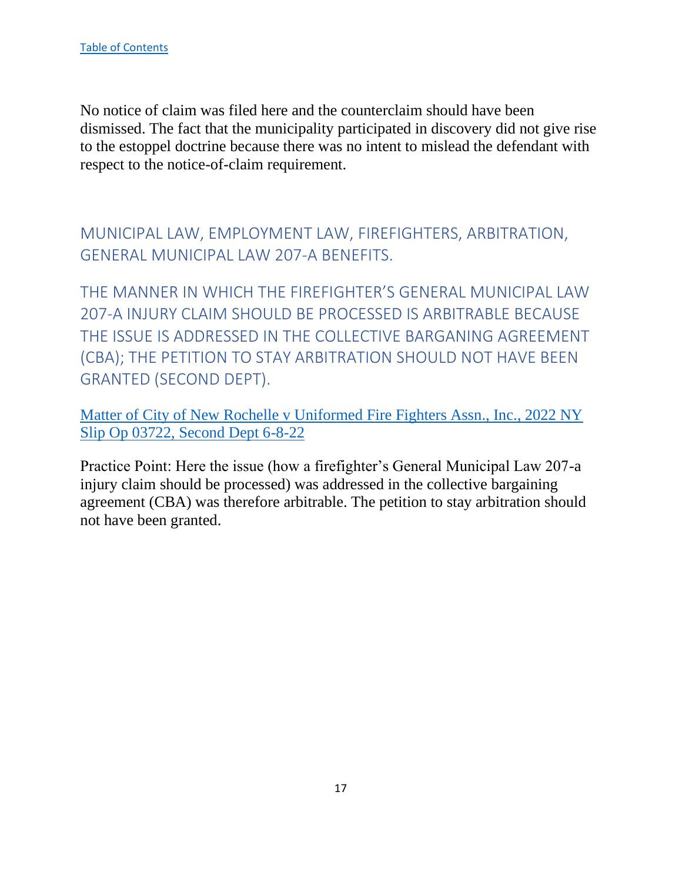[Table of Contents](#)

No notice of claim was filed here and the counterclaim should have been dismissed. The fact that the municipality participated in discovery did not give rise to the estoppel doctrine because there was no intent to mislead the defendant with respect to the notice-of-claim requirement.

## MUNICIPAL LAW, EMPLOYMENT LAW, FIREFIGHTERS, ARBITRATION, GENERAL MUNICIPAL LAW 207-A BENEFITS.

## THE MANNER IN WHICH THE FIREFIGHTER'S GENERAL MUNICIPAL LAW 207-A INJURY CLAIM SHOULD BE PROCESSED IS ARBITRABLE BECAUSE THE ISSUE IS ADDRESSED IN THE COLLECTIVE BARGANING AGREEMENT (CBA); THE PETITION TO STAY ARBITRATION SHOULD NOT HAVE BEEN GRANTED (SECOND DEPT).

[Matter of City of New Rochelle v Uniformed Fire Fighters Assn., Inc., 2022 NY Slip Op 03722, Second Dept 6-8-22](#)

Practice Point: Here the issue (how a firefighter's General Municipal Law 207-a injury claim should be processed) was addressed in the collective bargaining agreement (CBA) was therefore arbitrable. The petition to stay arbitration should not have been granted.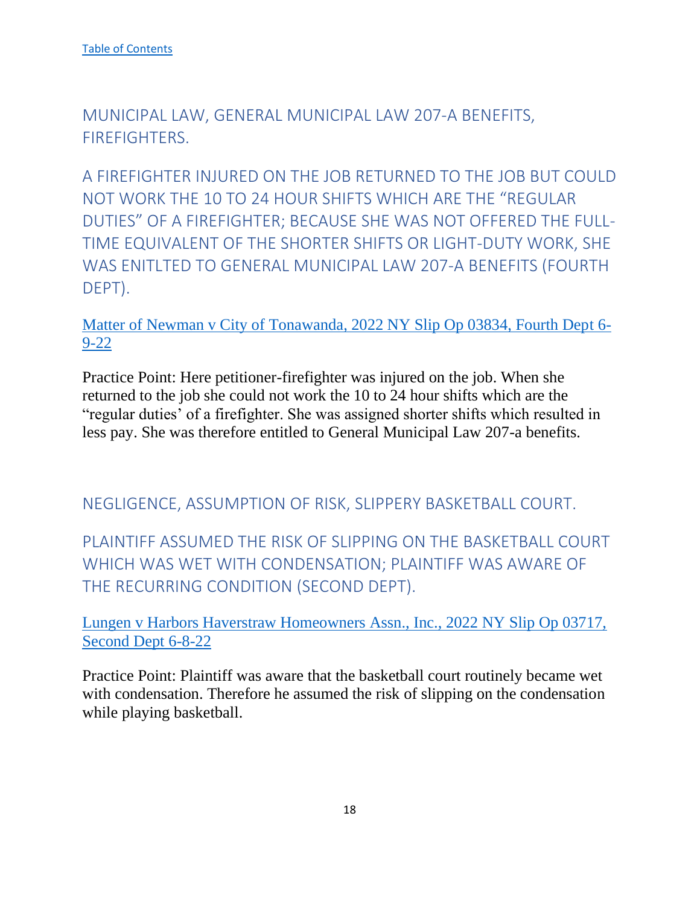[Table of Contents]

## MUNICIPAL LAW, GENERAL MUNICIPAL LAW 207-A BENEFITS, FIREFIGHTERS.

## A FIREFIGHTER INJURED ON THE JOB RETURNED TO THE JOB BUT COULD NOT WORK THE 10 TO 24 HOUR SHIFTS WHICH ARE THE "REGULAR DUTIES" OF A FIREFIGHTER; BECAUSE SHE WAS NOT OFFERED THE FULL-TIME EQUIVALENT OF THE SHORTER SHIFTS OR LIGHT-DUTY WORK, SHE WAS ENITLTED TO GENERAL MUNICIPAL LAW 207-A BENEFITS (FOURTH DEPT).

[Matter of Newman v City of Tonawanda, 2022 NY Slip Op 03834, Fourth Dept 6-9-22]

Practice Point: Here petitioner-firefighter was injured on the job. When she returned to the job she could not work the 10 to 24 hour shifts which are the "regular duties' of a firefighter. She was assigned shorter shifts which resulted in less pay. She was therefore entitled to General Municipal Law 207-a benefits.

## NEGLIGENCE, ASSUMPTION OF RISK, SLIPPERY BASKETBALL COURT.

## PLAINTIFF ASSUMED THE RISK OF SLIPPING ON THE BASKETBALL COURT WHICH WAS WET WITH CONDENSATION; PLAINTIFF WAS AWARE OF THE RECURRING CONDITION (SECOND DEPT).

[Lungen v Harbors Haverstraw Homeowners Assn., Inc., 2022 NY Slip Op 03717, Second Dept 6-8-22]

Practice Point: Plaintiff was aware that the basketball court routinely became wet with condensation. Therefore he assumed the risk of slipping on the condensation while playing basketball.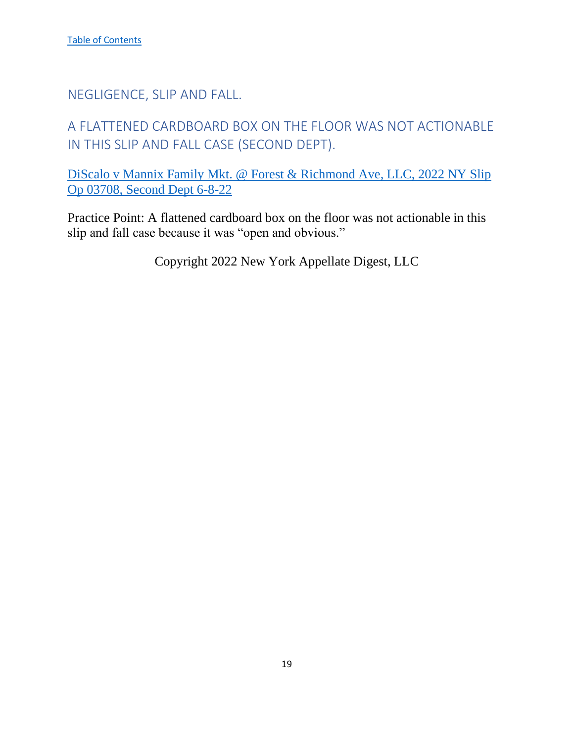[Table of Contents]

## NEGLIGENCE, SLIP AND FALL.

## A FLATTENED CARDBOARD BOX ON THE FLOOR WAS NOT ACTIONABLE IN THIS SLIP AND FALL CASE (SECOND DEPT).

[DiScalo v Mannix Family Mkt. @ Forest & Richmond Ave, LLC, 2022 NY Slip Op 03708, Second Dept 6-8-22]

Practice Point: A flattened cardboard box on the floor was not actionable in this slip and fall case because it was "open and obvious."

Copyright 2022 New York Appellate Digest, LLC